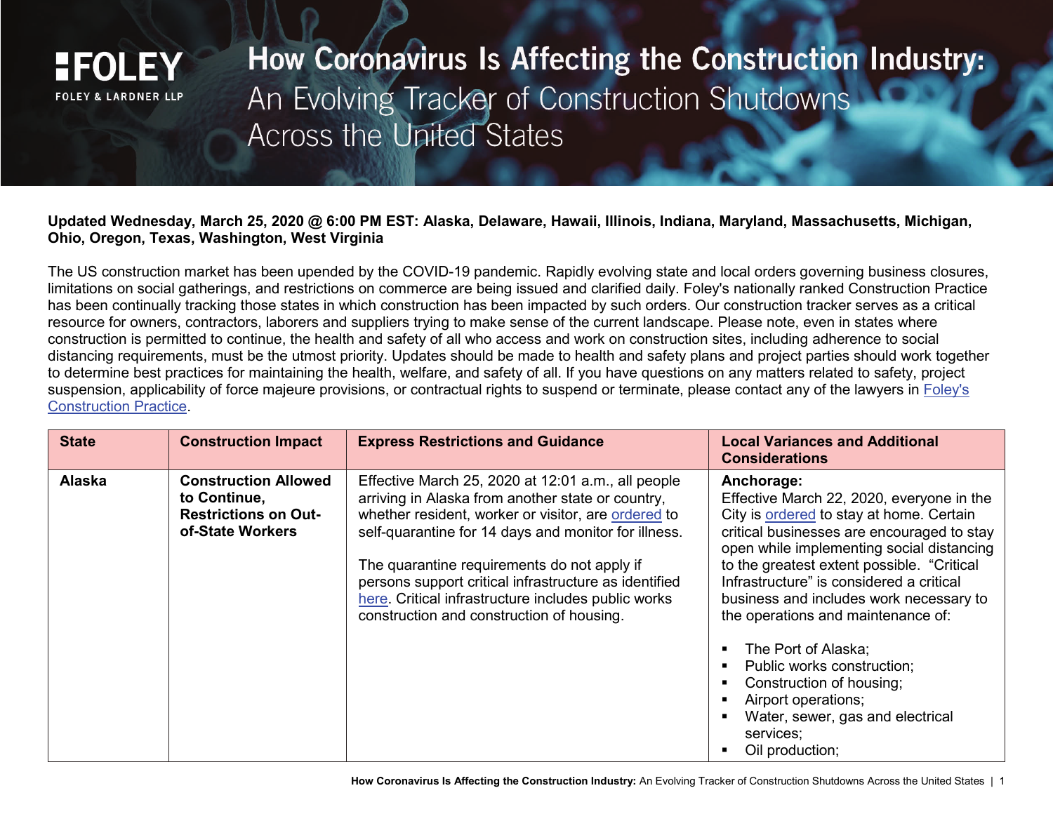# How Coronavirus Is Affecting the Construction Industry: An Evolving Tracker of Construction Shutdowns Across the United States

**Updated Wednesday, March 25, 2020 @ 6:00 PM EST: Alaska, Delaware, Hawaii, Illinois, Indiana, Maryland, Massachusetts, Michigan, Ohio, Oregon, Texas, Washington, West Virginia**

The US construction market has been upended by the COVID-19 pandemic. Rapidly evolving state and local orders governing business closures, limitations on social gatherings, and restrictions on commerce are being issued and clarified daily. Foley's nationally ranked Construction Practice has been continually tracking those states in which construction has been impacted by such orders. Our construction tracker serves as a critical resource for owners, contractors, laborers and suppliers trying to make sense of the current landscape. Please note, even in states where construction is permitted to continue, the health and safety of all who access and work on construction sites, including adherence to social distancing requirements, must be the utmost priority. Updates should be made to health and safety plans and project parties should work together to determine best practices for maintaining the health, welfare, and safety of all. If you have questions on any matters related to safety, project suspension, applicability of force majeure provisions, or contractual rights to suspend or terminate, please contact any of the lawyers in Foley's Construction Practice.

| State | Construction Impact | Express Restrictions and Guidance | Local Variances and Additional Considerations |
|---|---|---|---|
| **Alaska** | **Construction Allowed to Continue, Restrictions on Out-of-State Workers** | Effective March 25, 2020 at 12:01 a.m., all people arriving in Alaska from another state or country, whether resident, worker or visitor, are ordered to self-quarantine for 14 days and monitor for illness.<br><br>The quarantine requirements do not apply if persons support critical infrastructure as identified here. Critical infrastructure includes public works construction and construction of housing. | **Anchorage:**<br>Effective March 22, 2020, everyone in the City is ordered to stay at home. Certain critical businesses are encouraged to stay open while implementing social distancing to the greatest extent possible. "Critical Infrastructure" is considered a critical business and includes work necessary to the operations and maintenance of:<br><br>▪ The Port of Alaska;<br>▪ Public works construction;<br>▪ Construction of housing;<br>▪ Airport operations;<br>▪ Water, sewer, gas and electrical services;<br>▪ Oil production; |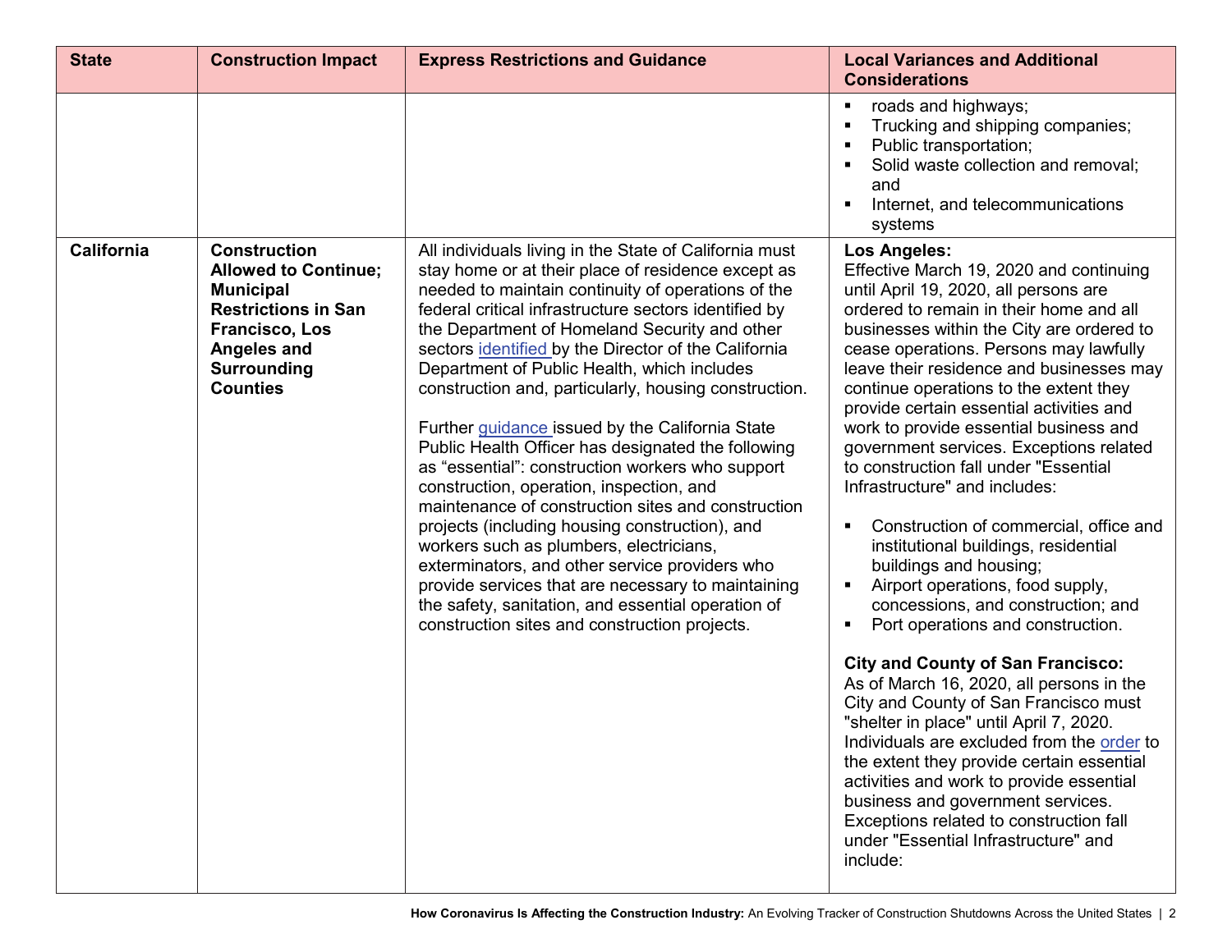| State | Construction Impact | Express Restrictions and Guidance | Local Variances and Additional Considerations |
|---|---|---|---|
| | | | ▪ roads and highways;<br>▪ Trucking and shipping companies;<br>▪ Public transportation;<br>▪ Solid waste collection and removal; and<br>▪ Internet, and telecommunications systems |
| **California** | **Construction Allowed to Continue; Municipal Restrictions in San Francisco, Los Angeles and Surrounding Counties** | All individuals living in the State of California must stay home or at their place of residence except as needed to maintain continuity of operations of the federal critical infrastructure sectors identified by the Department of Homeland Security and other sectors [identified](#) by the Director of the California Department of Public Health, which includes construction and, particularly, housing construction.<br><br>Further [guidance](#) issued by the California State Public Health Officer has designated the following as "essential": construction workers who support construction, operation, inspection, and maintenance of construction sites and construction projects (including housing construction), and workers such as plumbers, electricians, exterminators, and other service providers who provide services that are necessary to maintaining the safety, sanitation, and essential operation of construction sites and construction projects. | **Los Angeles:**<br>Effective March 19, 2020 and continuing until April 19, 2020, all persons are ordered to remain in their home and all businesses within the City are ordered to cease operations. Persons may lawfully leave their residence and businesses may continue operations to the extent they provide certain essential activities and work to provide essential business and government services. Exceptions related to construction fall under "Essential Infrastructure" and includes:<br><br>▪ Construction of commercial, office and institutional buildings, residential buildings and housing;<br>▪ Airport operations, food supply, concessions, and construction; and<br>▪ Port operations and construction.<br><br>**City and County of San Francisco:**<br>As of March 16, 2020, all persons in the City and County of San Francisco must "shelter in place" until April 7, 2020. Individuals are excluded from the [order](#) to the extent they provide certain essential activities and work to provide essential business and government services. Exceptions related to construction fall under "Essential Infrastructure" and include: |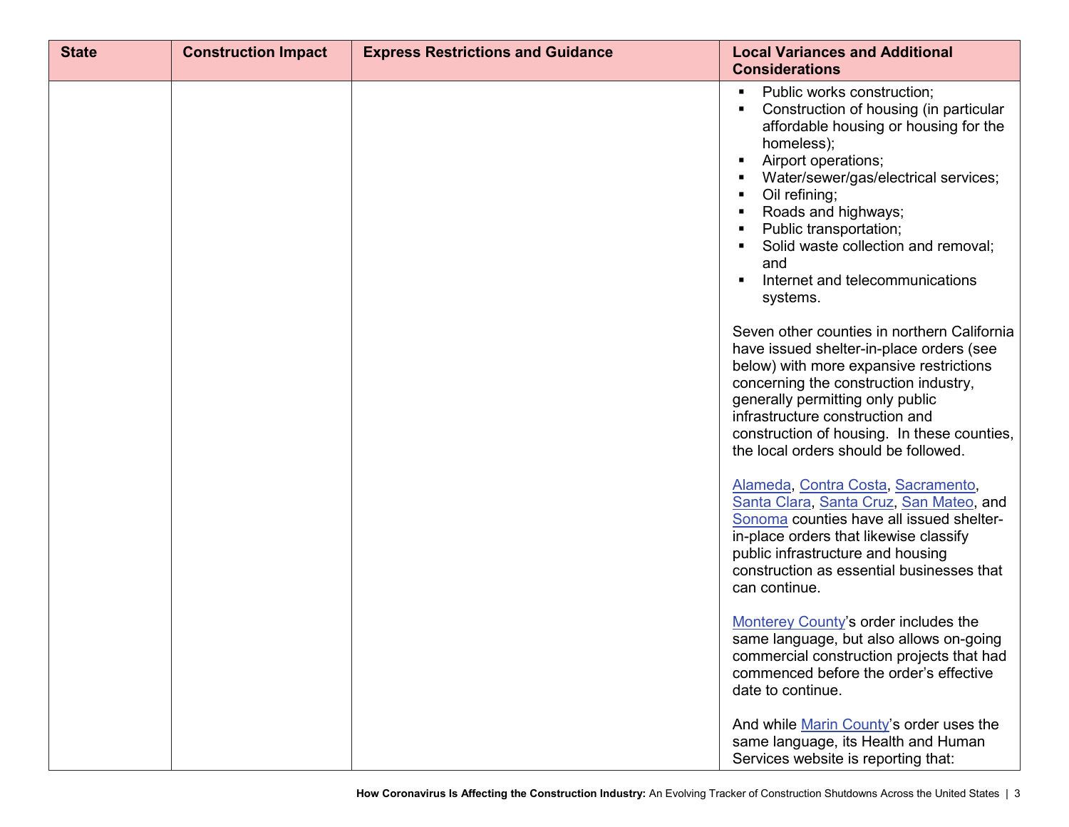| State | Construction Impact | Express Restrictions and Guidance | Local Variances and Additional Considerations |
|---|---|---|---|
| | | | ▪ Public works construction;<br>▪ Construction of housing (in particular affordable housing or housing for the homeless);<br>▪ Airport operations;<br>▪ Water/sewer/gas/electrical services;<br>▪ Oil refining;<br>▪ Roads and highways;<br>▪ Public transportation;<br>▪ Solid waste collection and removal; and<br>▪ Internet and telecommunications systems.<br><br>Seven other counties in northern California have issued shelter-in-place orders (see below) with more expansive restrictions concerning the construction industry, generally permitting only public infrastructure construction and construction of housing. In these counties, the local orders should be followed.<br><br>Alameda, Contra Costa, Sacramento, Santa Clara, Santa Cruz, San Mateo, and Sonoma counties have all issued shelter-in-place orders that likewise classify public infrastructure and housing construction as essential businesses that can continue.<br><br>Monterey County's order includes the same language, but also allows on-going commercial construction projects that had commenced before the order's effective date to continue.<br><br>And while Marin County's order uses the same language, its Health and Human Services website is reporting that: |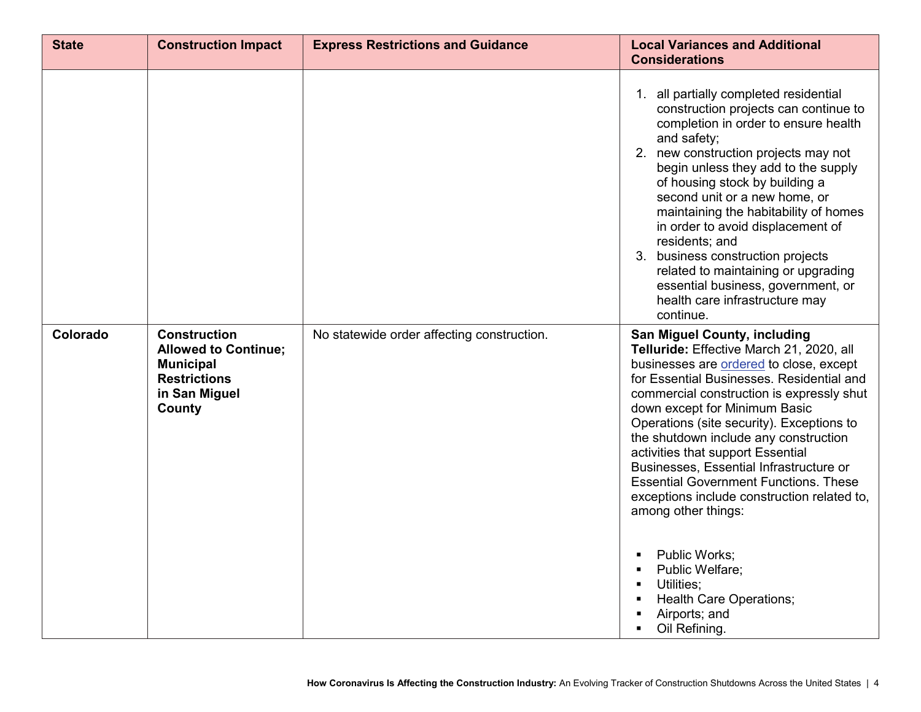| State | Construction Impact | Express Restrictions and Guidance | Local Variances and Additional Considerations |
|---|---|---|---|
| | | | 1. all partially completed residential construction projects can continue to completion in order to ensure health and safety;<br>2. new construction projects may not begin unless they add to the supply of housing stock by building a second unit or a new home, or maintaining the habitability of homes in order to avoid displacement of residents; and<br>3. business construction projects related to maintaining or upgrading essential business, government, or health care infrastructure may continue. |
| **Colorado** | **Construction Allowed to Continue; Municipal Restrictions in San Miguel County** | No statewide order affecting construction. | **San Miguel County, including Telluride:** Effective March 21, 2020, all businesses are ordered to close, except for Essential Businesses. Residential and commercial construction is expressly shut down except for Minimum Basic Operations (site security). Exceptions to the shutdown include any construction activities that support Essential Businesses, Essential Infrastructure or Essential Government Functions. These exceptions include construction related to, among other things:<br><br>▪ Public Works;<br>▪ Public Welfare;<br>▪ Utilities;<br>▪ Health Care Operations;<br>▪ Airports; and<br>▪ Oil Refining. |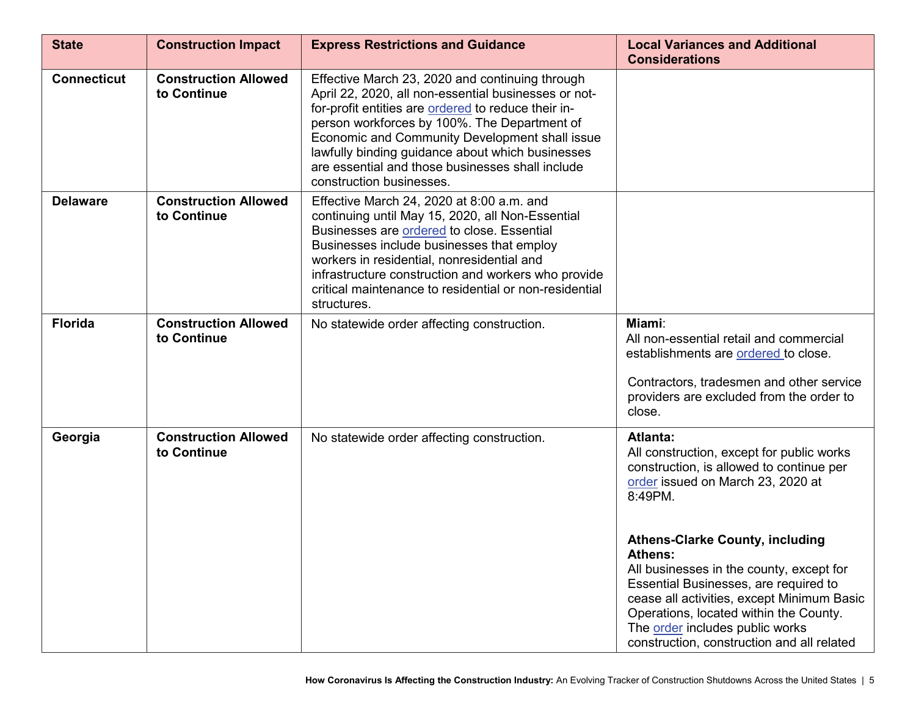| State | Construction Impact | Express Restrictions and Guidance | Local Variances and Additional Considerations |
|---|---|---|---|
| **Connecticut** | **Construction Allowed to Continue** | Effective March 23, 2020 and continuing through April 22, 2020, all non-essential businesses or not-for-profit entities are ordered to reduce their in-person workforces by 100%. The Department of Economic and Community Development shall issue lawfully binding guidance about which businesses are essential and those businesses shall include construction businesses. | |
| **Delaware** | **Construction Allowed to Continue** | Effective March 24, 2020 at 8:00 a.m. and continuing until May 15, 2020, all Non-Essential Businesses are ordered to close. Essential Businesses include businesses that employ workers in residential, nonresidential and infrastructure construction and workers who provide critical maintenance to residential or non-residential structures. | |
| **Florida** | **Construction Allowed to Continue** | No statewide order affecting construction. | **Miami**:<br>All non-essential retail and commercial establishments are ordered to close.<br><br>Contractors, tradesmen and other service providers are excluded from the order to close. |
| **Georgia** | **Construction Allowed to Continue** | No statewide order affecting construction. | **Atlanta:**<br>All construction, except for public works construction, is allowed to continue per order issued on March 23, 2020 at 8:49PM.<br><br>**Athens-Clarke County, including Athens:**<br>All businesses in the county, except for Essential Businesses, are required to cease all activities, except Minimum Basic Operations, located within the County. The order includes public works construction, construction and all related |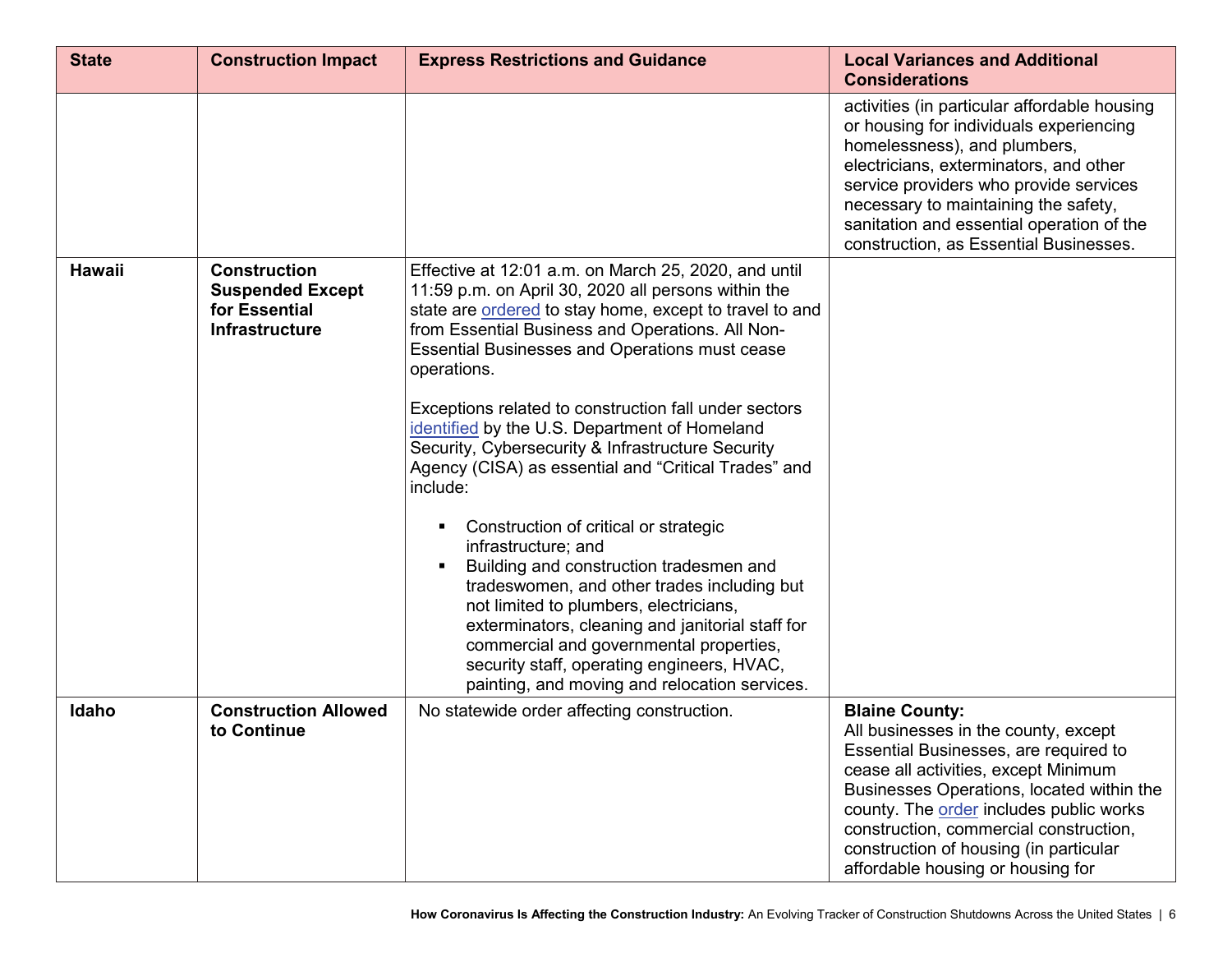| State | Construction Impact | Express Restrictions and Guidance | Local Variances and Additional Considerations |
|---|---|---|---|
| | | | activities (in particular affordable housing or housing for individuals experiencing homelessness), and plumbers, electricians, exterminators, and other service providers who provide services necessary to maintaining the safety, sanitation and essential operation of the construction, as Essential Businesses. |
| **Hawaii** | **Construction Suspended Except for Essential Infrastructure** | Effective at 12:01 a.m. on March 25, 2020, and until 11:59 p.m. on April 30, 2020 all persons within the state are ordered to stay home, except to travel to and from Essential Business and Operations. All Non-Essential Businesses and Operations must cease operations.<br><br>Exceptions related to construction fall under sectors identified by the U.S. Department of Homeland Security, Cybersecurity & Infrastructure Security Agency (CISA) as essential and "Critical Trades" and include:<br><br>▪ Construction of critical or strategic infrastructure; and<br>▪ Building and construction tradesmen and tradeswomen, and other trades including but not limited to plumbers, electricians, exterminators, cleaning and janitorial staff for commercial and governmental properties, security staff, operating engineers, HVAC, painting, and moving and relocation services. | |
| **Idaho** | **Construction Allowed to Continue** | No statewide order affecting construction. | **Blaine County:**<br>All businesses in the county, except Essential Businesses, are required to cease all activities, except Minimum Businesses Operations, located within the county. The order includes public works construction, commercial construction, construction of housing (in particular affordable housing or housing for |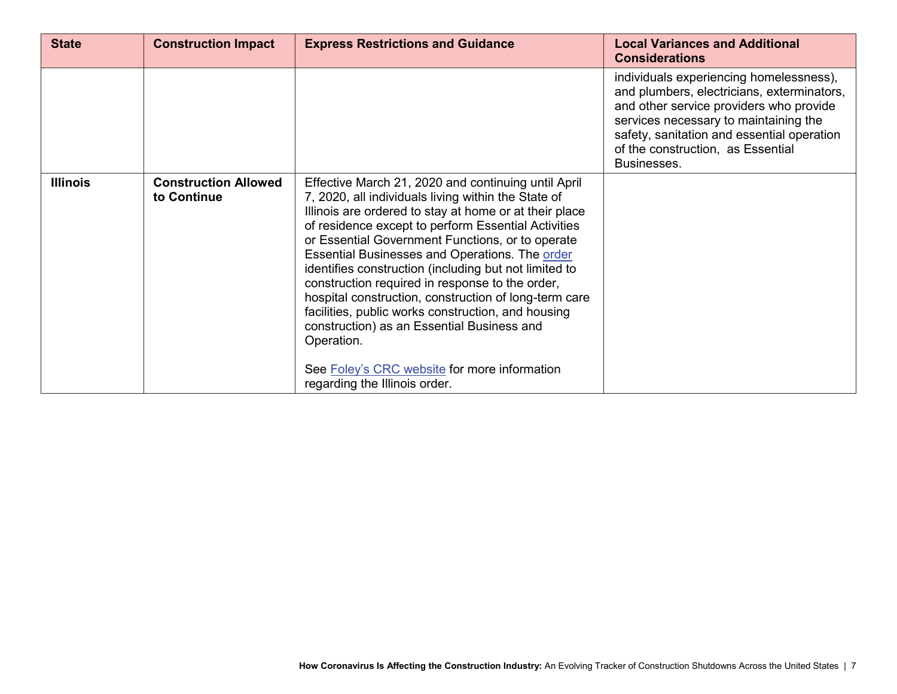| State | Construction Impact | Express Restrictions and Guidance | Local Variances and Additional Considerations |
|---|---|---|---|
| | | | individuals experiencing homelessness), and plumbers, electricians, exterminators, and other service providers who provide services necessary to maintaining the safety, sanitation and essential operation of the construction, as Essential Businesses. |
| **Illinois** | **Construction Allowed to Continue** | Effective March 21, 2020 and continuing until April 7, 2020, all individuals living within the State of Illinois are ordered to stay at home or at their place of residence except to perform Essential Activities or Essential Government Functions, or to operate Essential Businesses and Operations. The order identifies construction (including but not limited to construction required in response to the order, hospital construction, construction of long-term care facilities, public works construction, and housing construction) as an Essential Business and Operation.<br><br>See Foley's CRC website for more information regarding the Illinois order. | |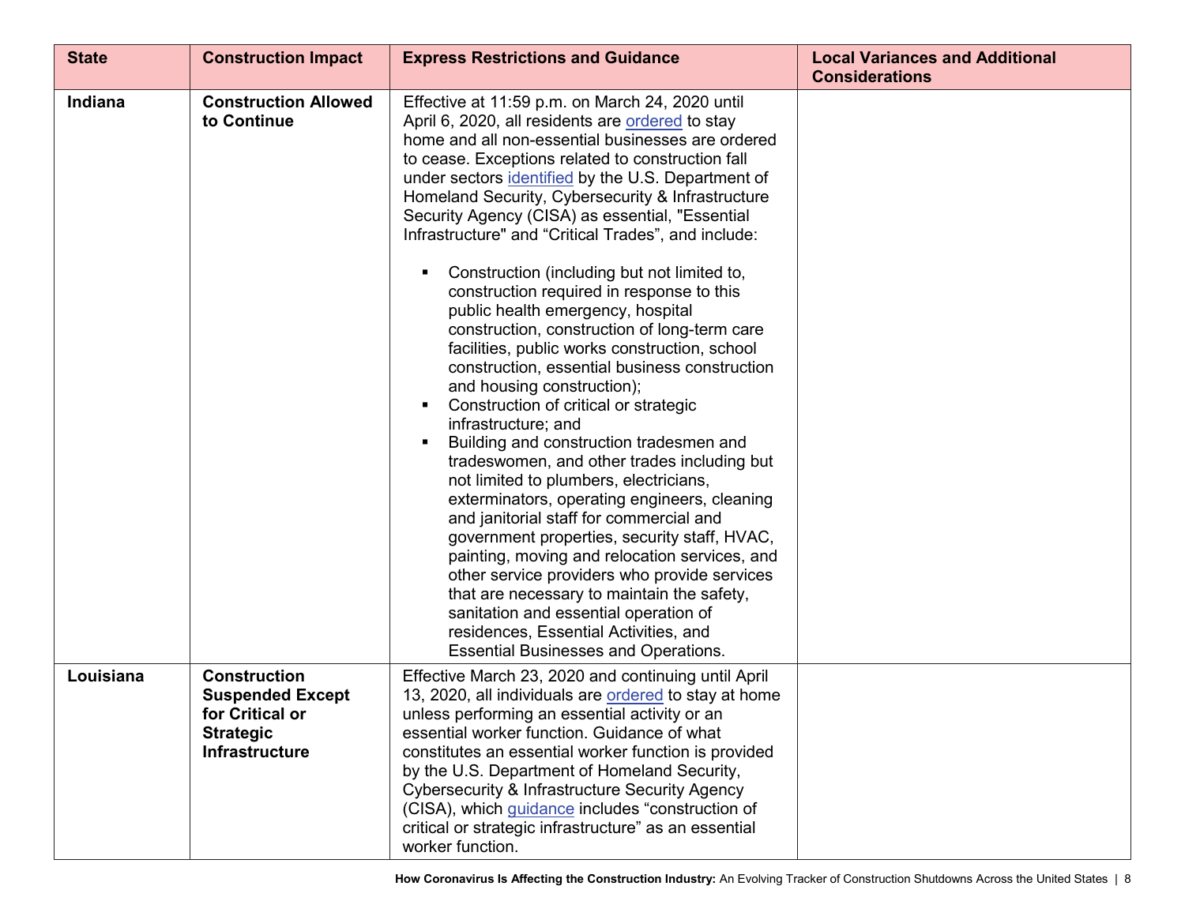| State | Construction Impact | Express Restrictions and Guidance | Local Variances and Additional Considerations |
|---|---|---|---|
| **Indiana** | **Construction Allowed to Continue** | Effective at 11:59 p.m. on March 24, 2020 until April 6, 2020, all residents are ordered to stay home and all non-essential businesses are ordered to cease. Exceptions related to construction fall under sectors identified by the U.S. Department of Homeland Security, Cybersecurity & Infrastructure Security Agency (CISA) as essential, "Essential Infrastructure" and "Critical Trades", and include:<br><br>▪ Construction (including but not limited to, construction required in response to this public health emergency, hospital construction, construction of long-term care facilities, public works construction, school construction, essential business construction and housing construction);<br>▪ Construction of critical or strategic infrastructure; and<br>▪ Building and construction tradesmen and tradeswomen, and other trades including but not limited to plumbers, electricians, exterminators, operating engineers, cleaning and janitorial staff for commercial and government properties, security staff, HVAC, painting, moving and relocation services, and other service providers who provide services that are necessary to maintain the safety, sanitation and essential operation of residences, Essential Activities, and Essential Businesses and Operations. | |
| **Louisiana** | **Construction Suspended Except for Critical or Strategic Infrastructure** | Effective March 23, 2020 and continuing until April 13, 2020, all individuals are ordered to stay at home unless performing an essential activity or an essential worker function. Guidance of what constitutes an essential worker function is provided by the U.S. Department of Homeland Security, Cybersecurity & Infrastructure Security Agency (CISA), which guidance includes "construction of critical or strategic infrastructure" as an essential worker function. | |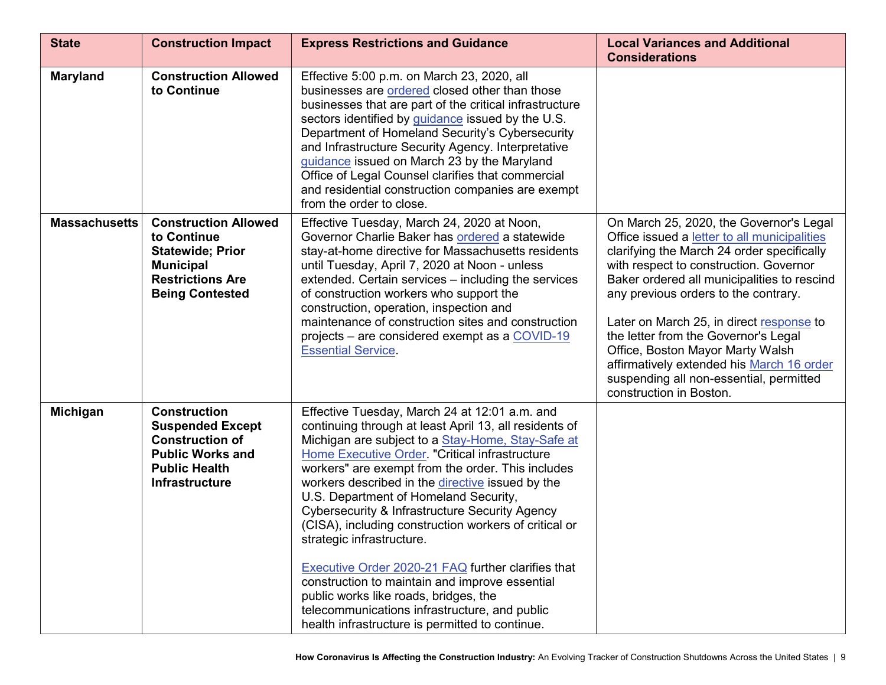| State | Construction Impact | Express Restrictions and Guidance | Local Variances and Additional Considerations |
|---|---|---|---|
| **Maryland** | **Construction Allowed to Continue** | Effective 5:00 p.m. on March 23, 2020, all businesses are ordered closed other than those businesses that are part of the critical infrastructure sectors identified by guidance issued by the U.S. Department of Homeland Security's Cybersecurity and Infrastructure Security Agency. Interpretative guidance issued on March 23 by the Maryland Office of Legal Counsel clarifies that commercial and residential construction companies are exempt from the order to close. | |
| **Massachusetts** | **Construction Allowed to Continue Statewide; Prior Municipal Restrictions Are Being Contested** | Effective Tuesday, March 24, 2020 at Noon, Governor Charlie Baker has ordered a statewide stay-at-home directive for Massachusetts residents until Tuesday, April 7, 2020 at Noon - unless extended. Certain services – including the services of construction workers who support the construction, operation, inspection and maintenance of construction sites and construction projects – are considered exempt as a COVID-19 Essential Service. | On March 25, 2020, the Governor's Legal Office issued a letter to all municipalities clarifying the March 24 order specifically with respect to construction. Governor Baker ordered all municipalities to rescind any previous orders to the contrary.<br><br>Later on March 25, in direct response to the letter from the Governor's Legal Office, Boston Mayor Marty Walsh affirmatively extended his March 16 order suspending all non-essential, permitted construction in Boston. |
| **Michigan** | **Construction Suspended Except Construction of Public Works and Public Health Infrastructure** | Effective Tuesday, March 24 at 12:01 a.m. and continuing through at least April 13, all residents of Michigan are subject to a Stay-Home, Stay-Safe at Home Executive Order. "Critical infrastructure workers" are exempt from the order. This includes workers described in the directive issued by the U.S. Department of Homeland Security, Cybersecurity & Infrastructure Security Agency (CISA), including construction workers of critical or strategic infrastructure.<br><br>Executive Order 2020-21 FAQ further clarifies that construction to maintain and improve essential public works like roads, bridges, the telecommunications infrastructure, and public health infrastructure is permitted to continue. | |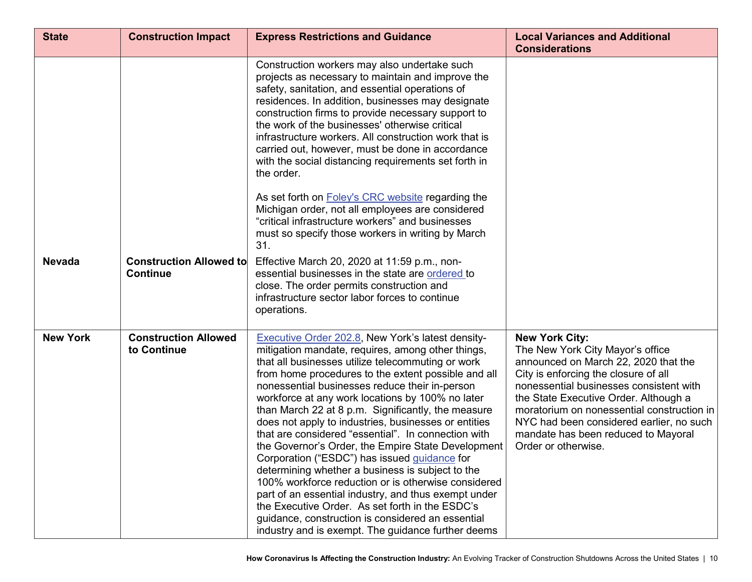| State | Construction Impact | Express Restrictions and Guidance | Local Variances and Additional Considerations |
|---|---|---|---|
| | | Construction workers may also undertake such projects as necessary to maintain and improve the safety, sanitation, and essential operations of residences. In addition, businesses may designate construction firms to provide necessary support to the work of the businesses' otherwise critical infrastructure workers. All construction work that is carried out, however, must be done in accordance with the social distancing requirements set forth in the order.<br><br>As set forth on Foley's CRC website regarding the Michigan order, not all employees are considered "critical infrastructure workers" and businesses must so specify those workers in writing by March 31. | |
| **Nevada** | **Construction Allowed to Continue** | Effective March 20, 2020 at 11:59 p.m., non-essential businesses in the state are ordered to close. The order permits construction and infrastructure sector labor forces to continue operations. | |
| **New York** | **Construction Allowed to Continue** | Executive Order 202.8, New York's latest density-mitigation mandate, requires, among other things, that all businesses utilize telecommuting or work from home procedures to the extent possible and all nonessential businesses reduce their in-person workforce at any work locations by 100% no later than March 22 at 8 p.m. Significantly, the measure does not apply to industries, businesses or entities that are considered "essential". In connection with the Governor's Order, the Empire State Development Corporation ("ESDC") has issued guidance for determining whether a business is subject to the 100% workforce reduction or is otherwise considered part of an essential industry, and thus exempt under the Executive Order. As set forth in the ESDC's guidance, construction is considered an essential industry and is exempt. The guidance further deems | **New York City:**<br>The New York City Mayor's office announced on March 22, 2020 that the City is enforcing the closure of all nonessential businesses consistent with the State Executive Order. Although a moratorium on nonessential construction in NYC had been considered earlier, no such mandate has been reduced to Mayoral Order or otherwise. |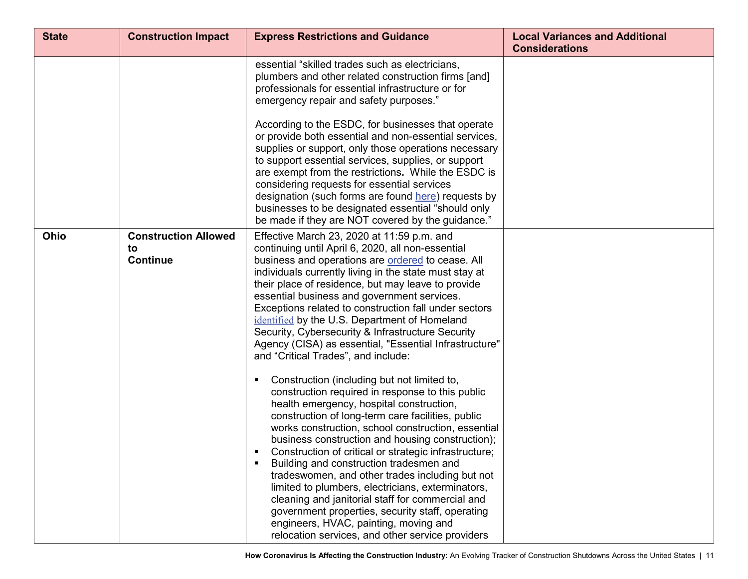| State | Construction Impact | Express Restrictions and Guidance | Local Variances and Additional Considerations |
|---|---|---|---|
| | | essential "skilled trades such as electricians, plumbers and other related construction firms [and] professionals for essential infrastructure or for emergency repair and safety purposes."<br><br>According to the ESDC, for businesses that operate or provide both essential and non-essential services, supplies or support, only those operations necessary to support essential services, supplies, or support are exempt from the restrictions**.** While the ESDC is considering requests for essential services designation (such forms are found here) requests by businesses to be designated essential "should only be made if they are NOT covered by the guidance." | |
| **Ohio** | **Construction Allowed to Continue** | Effective March 23, 2020 at 11:59 p.m. and continuing until April 6, 2020, all non-essential business and operations are ordered to cease. All individuals currently living in the state must stay at their place of residence, but may leave to provide essential business and government services. Exceptions related to construction fall under sectors identified by the U.S. Department of Homeland Security, Cybersecurity & Infrastructure Security Agency (CISA) as essential, "Essential Infrastructure" and "Critical Trades", and include:<br><br>▪ Construction (including but not limited to, construction required in response to this public health emergency, hospital construction, construction of long-term care facilities, public works construction, school construction, essential business construction and housing construction);<br>▪ Construction of critical or strategic infrastructure;<br>▪ Building and construction tradesmen and tradeswomen, and other trades including but not limited to plumbers, electricians, exterminators, cleaning and janitorial staff for commercial and government properties, security staff, operating engineers, HVAC, painting, moving and relocation services, and other service providers | |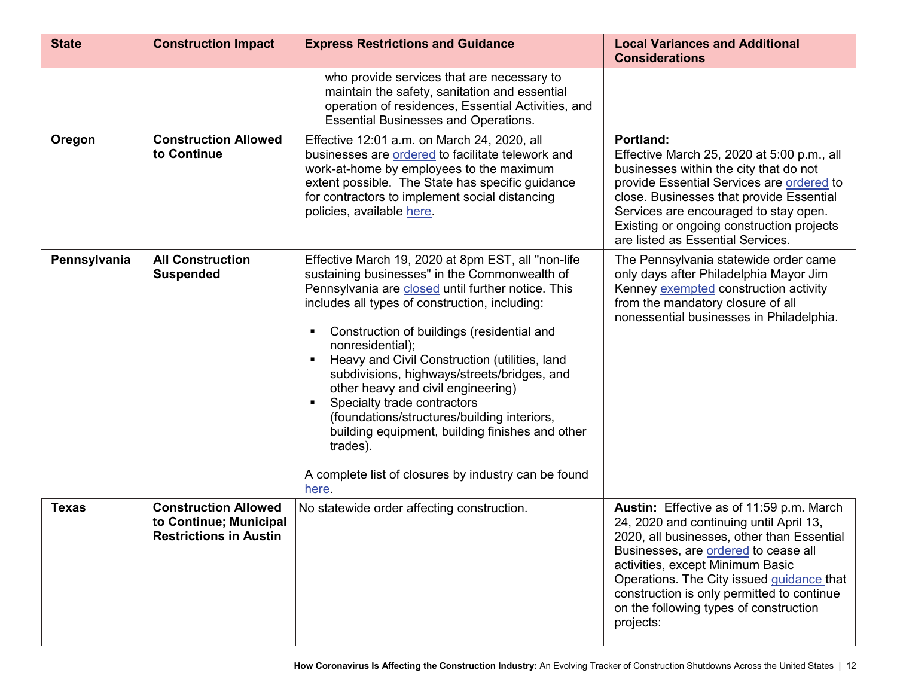| State | Construction Impact | Express Restrictions and Guidance | Local Variances and Additional Considerations |
|---|---|---|---|
| | | who provide services that are necessary to maintain the safety, sanitation and essential operation of residences, Essential Activities, and Essential Businesses and Operations. | |
| **Oregon** | **Construction Allowed to Continue** | Effective 12:01 a.m. on March 24, 2020, all businesses are ordered to facilitate telework and work-at-home by employees to the maximum extent possible. The State has specific guidance for contractors to implement social distancing policies, available here. | **Portland:** Effective March 25, 2020 at 5:00 p.m., all businesses within the city that do not provide Essential Services are ordered to close. Businesses that provide Essential Services are encouraged to stay open. Existing or ongoing construction projects are listed as Essential Services. |
| **Pennsylvania** | **All Construction Suspended** | Effective March 19, 2020 at 8pm EST, all "non-life sustaining businesses" in the Commonwealth of Pennsylvania are closed until further notice. This includes all types of construction, including:<br>▪ Construction of buildings (residential and nonresidential);<br>▪ Heavy and Civil Construction (utilities, land subdivisions, highways/streets/bridges, and other heavy and civil engineering)<br>▪ Specialty trade contractors (foundations/structures/building interiors, building equipment, building finishes and other trades).<br><br>A complete list of closures by industry can be found here. | The Pennsylvania statewide order came only days after Philadelphia Mayor Jim Kenney exempted construction activity from the mandatory closure of all nonessential businesses in Philadelphia. |
| **Texas** | **Construction Allowed to Continue; Municipal Restrictions in Austin** | No statewide order affecting construction. | **Austin:** Effective as of 11:59 p.m. March 24, 2020 and continuing until April 13, 2020, all businesses, other than Essential Businesses, are ordered to cease all activities, except Minimum Basic Operations. The City issued guidance that construction is only permitted to continue on the following types of construction projects: |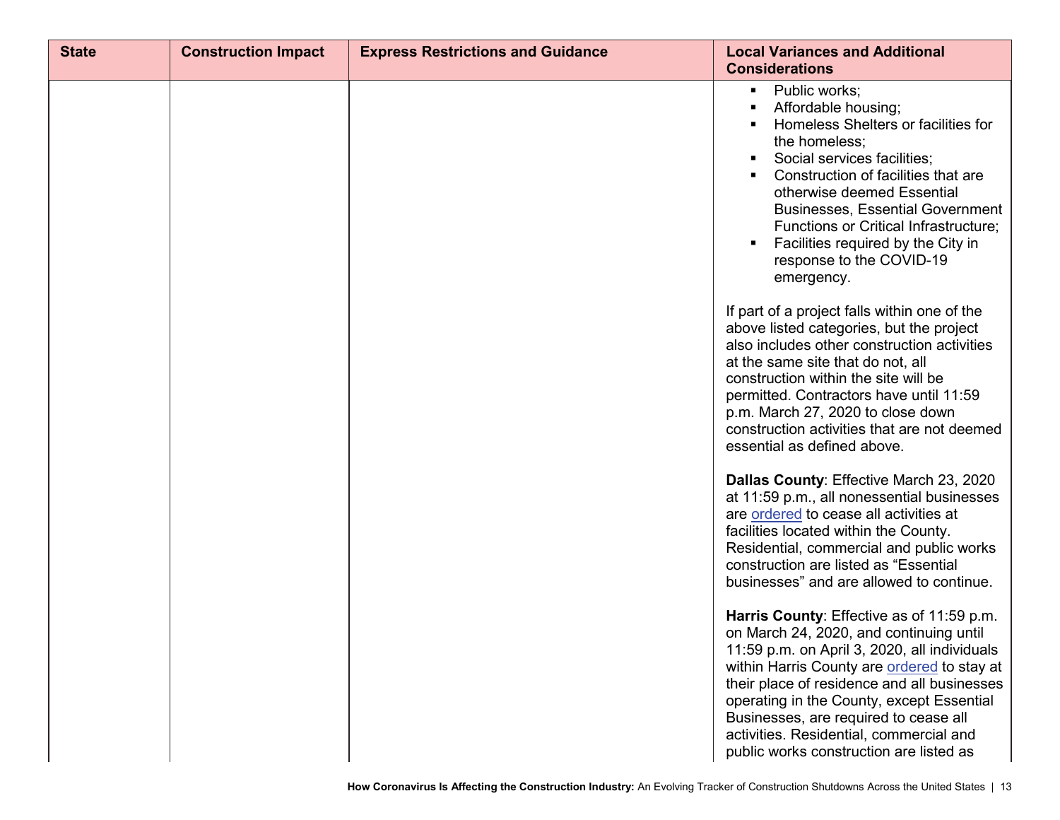| State | Construction Impact | Express Restrictions and Guidance | Local Variances and Additional Considerations |
|---|---|---|---|
| | | | ▪ Public works;<br>▪ Affordable housing;<br>▪ Homeless Shelters or facilities for the homeless;<br>▪ Social services facilities;<br>▪ Construction of facilities that are otherwise deemed Essential Businesses, Essential Government Functions or Critical Infrastructure;<br>▪ Facilities required by the City in response to the COVID-19 emergency.<br><br>If part of a project falls within one of the above listed categories, but the project also includes other construction activities at the same site that do not, all construction within the site will be permitted. Contractors have until 11:59 p.m. March 27, 2020 to close down construction activities that are not deemed essential as defined above.<br><br>**Dallas County**: Effective March 23, 2020 at 11:59 p.m., all nonessential businesses are ordered to cease all activities at facilities located within the County. Residential, commercial and public works construction are listed as "Essential businesses" and are allowed to continue.<br><br>**Harris County**: Effective as of 11:59 p.m. on March 24, 2020, and continuing until 11:59 p.m. on April 3, 2020, all individuals within Harris County are ordered to stay at their place of residence and all businesses operating in the County, except Essential Businesses, are required to cease all activities. Residential, commercial and public works construction are listed as |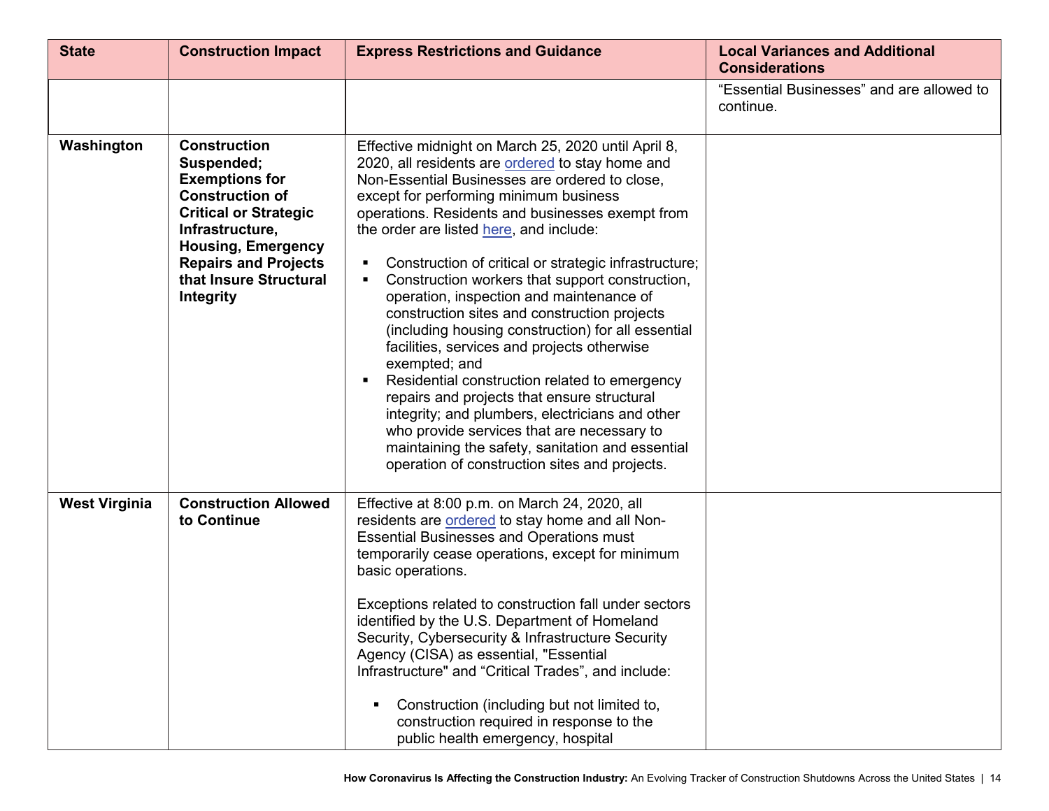| State | Construction Impact | Express Restrictions and Guidance | Local Variances and Additional Considerations |
|---|---|---|---|
| | | | "Essential Businesses" and are allowed to continue. |
| **Washington** | **Construction Suspended; Exemptions for Construction of Critical or Strategic Infrastructure, Housing, Emergency Repairs and Projects that Insure Structural Integrity** | Effective midnight on March 25, 2020 until April 8, 2020, all residents are ordered to stay home and Non-Essential Businesses are ordered to close, except for performing minimum business operations. Residents and businesses exempt from the order are listed here, and include:<br><br>▪ Construction of critical or strategic infrastructure;<br>▪ Construction workers that support construction, operation, inspection and maintenance of construction sites and construction projects (including housing construction) for all essential facilities, services and projects otherwise exempted; and<br>▪ Residential construction related to emergency repairs and projects that ensure structural integrity; and plumbers, electricians and other who provide services that are necessary to maintaining the safety, sanitation and essential operation of construction sites and projects. | |
| **West Virginia** | **Construction Allowed to Continue** | Effective at 8:00 p.m. on March 24, 2020, all residents are ordered to stay home and all Non-Essential Businesses and Operations must temporarily cease operations, except for minimum basic operations.<br><br>Exceptions related to construction fall under sectors identified by the U.S. Department of Homeland Security, Cybersecurity & Infrastructure Security Agency (CISA) as essential, "Essential Infrastructure" and "Critical Trades", and include:<br><br>▪ Construction (including but not limited to, construction required in response to the public health emergency, hospital | |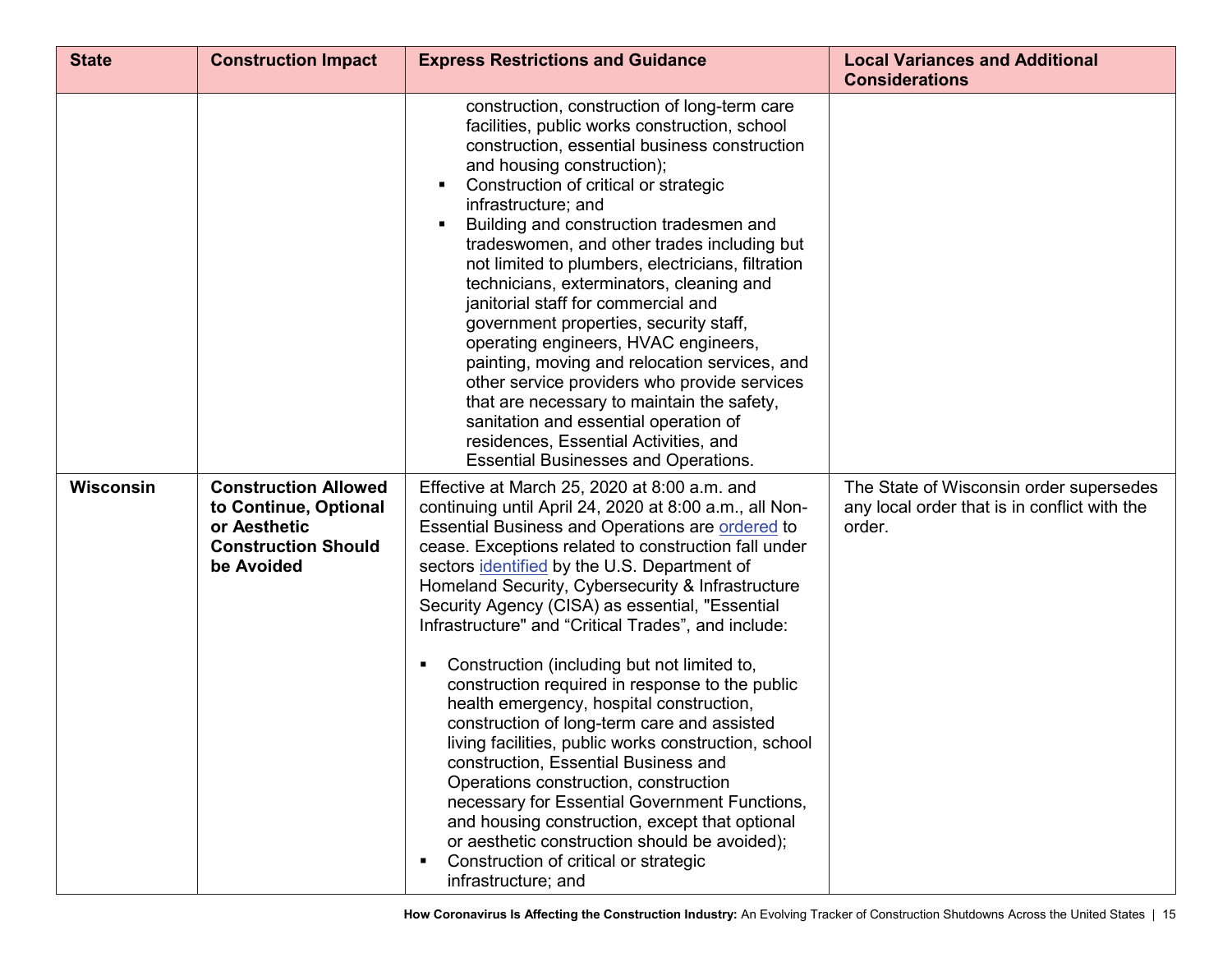| State | Construction Impact | Express Restrictions and Guidance | Local Variances and Additional Considerations |
|---|---|---|---|
| | | construction, construction of long-term care facilities, public works construction, school construction, essential business construction and housing construction);<br>▪ Construction of critical or strategic infrastructure; and<br>▪ Building and construction tradesmen and tradeswomen, and other trades including but not limited to plumbers, electricians, filtration technicians, exterminators, cleaning and janitorial staff for commercial and government properties, security staff, operating engineers, HVAC engineers, painting, moving and relocation services, and other service providers who provide services that are necessary to maintain the safety, sanitation and essential operation of residences, Essential Activities, and Essential Businesses and Operations. | |
| **Wisconsin** | **Construction Allowed to Continue, Optional or Aesthetic Construction Should be Avoided** | Effective at March 25, 2020 at 8:00 a.m. and continuing until April 24, 2020 at 8:00 a.m., all Non-Essential Business and Operations are ordered to cease. Exceptions related to construction fall under sectors identified by the U.S. Department of Homeland Security, Cybersecurity & Infrastructure Security Agency (CISA) as essential, "Essential Infrastructure" and "Critical Trades", and include:<br><br>▪ Construction (including but not limited to, construction required in response to the public health emergency, hospital construction, construction of long-term care and assisted living facilities, public works construction, school construction, Essential Business and Operations construction, construction necessary for Essential Government Functions, and housing construction, except that optional or aesthetic construction should be avoided);<br>▪ Construction of critical or strategic infrastructure; and | The State of Wisconsin order supersedes any local order that is in conflict with the order. |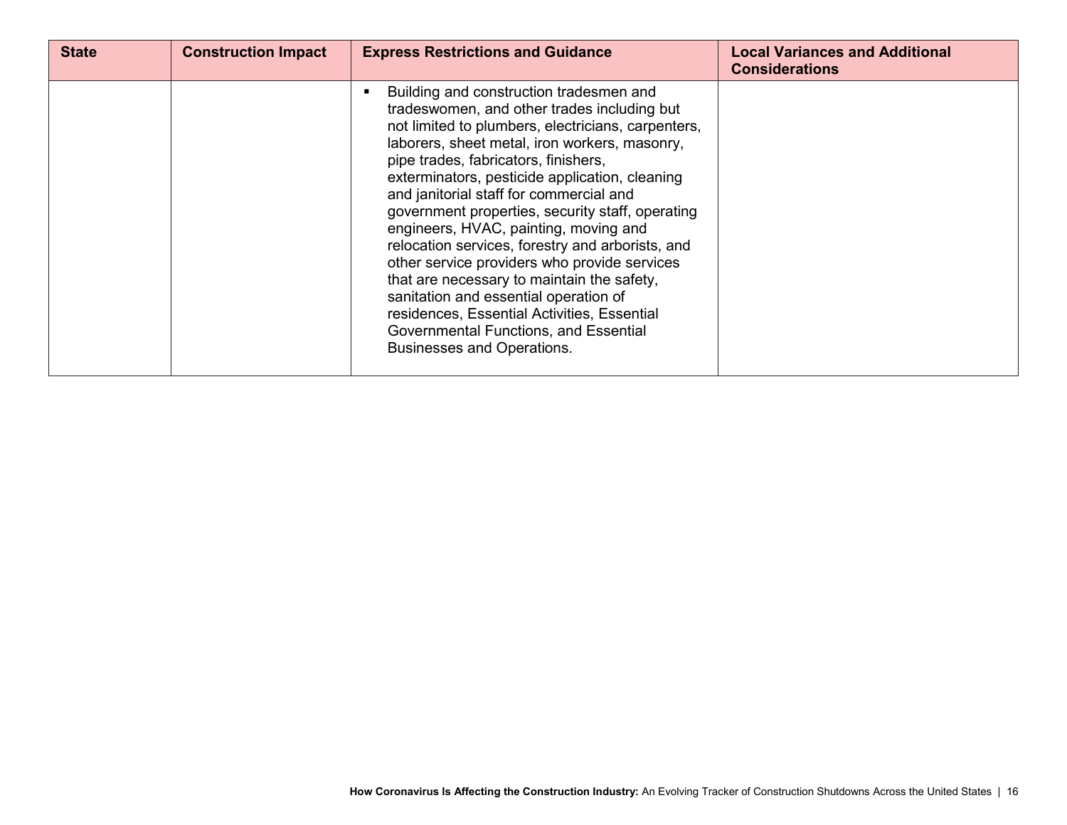| State | Construction Impact | Express Restrictions and Guidance | Local Variances and Additional Considerations |
| --- | --- | --- | --- |
| | | ▪ Building and construction tradesmen and tradeswomen, and other trades including but not limited to plumbers, electricians, carpenters, laborers, sheet metal, iron workers, masonry, pipe trades, fabricators, finishers, exterminators, pesticide application, cleaning and janitorial staff for commercial and government properties, security staff, operating engineers, HVAC, painting, moving and relocation services, forestry and arborists, and other service providers who provide services that are necessary to maintain the safety, sanitation and essential operation of residences, Essential Activities, Essential Governmental Functions, and Essential Businesses and Operations. | |